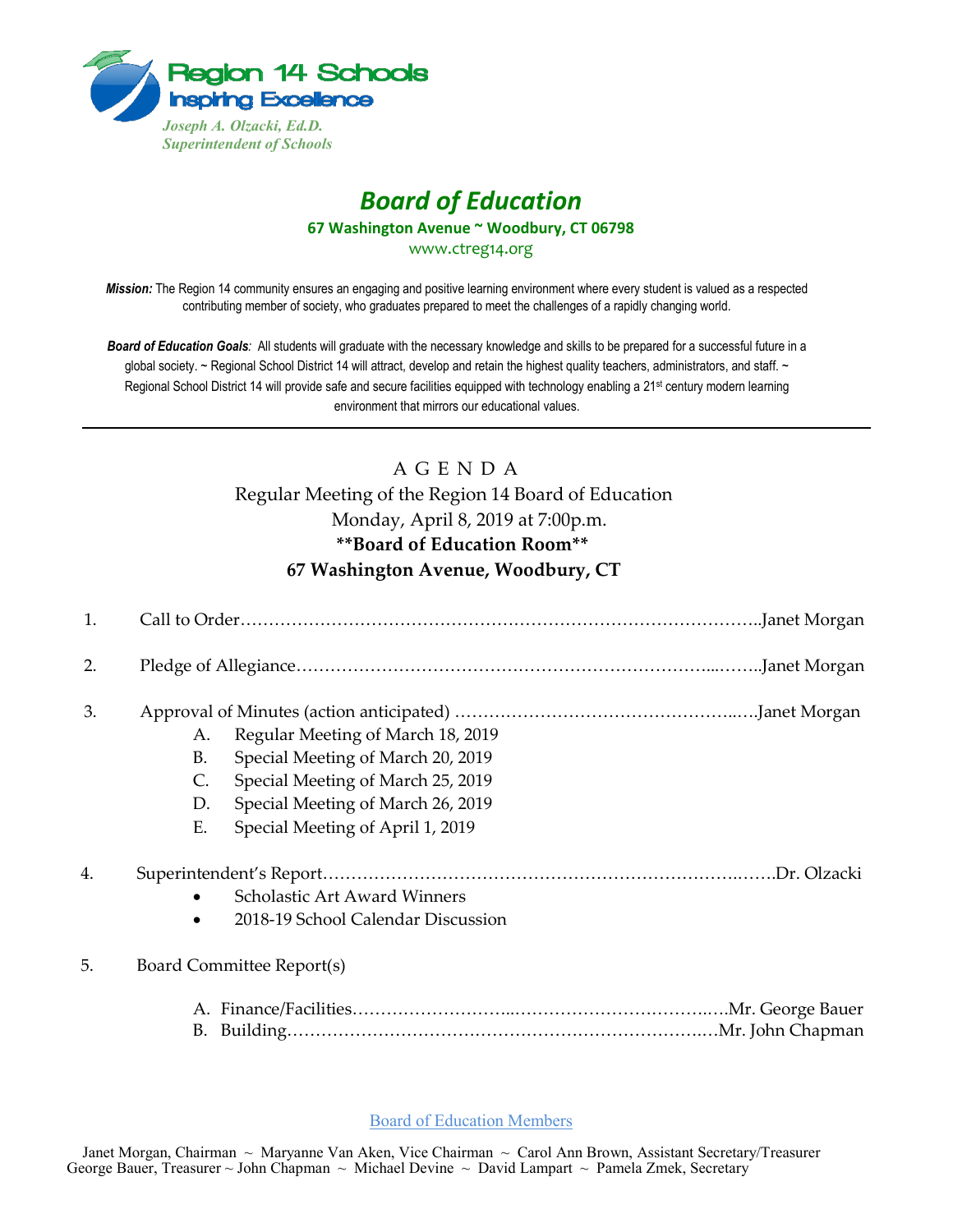Region 14 Schools
Inspiring Excellence

*Joseph A. Olzacki, Ed.D.*
*Superintendent of Schools*

# *Board of Education*

**67 Washington Avenue ~ Woodbury, CT 06798**

www.ctreg14.org

***Mission:*** The Region 14 community ensures an engaging and positive learning environment where every student is valued as a respected contributing member of society, who graduates prepared to meet the challenges of a rapidly changing world.

***Board of Education Goals****:* All students will graduate with the necessary knowledge and skills to be prepared for a successful future in a global society. ~ Regional School District 14 will attract, develop and retain the highest quality teachers, administrators, and staff. ~ Regional School District 14 will provide safe and secure facilities equipped with technology enabling a 21st century modern learning environment that mirrors our educational values.

---

## A G E N D A

Regular Meeting of the Region 14 Board of Education
Monday, April 8, 2019 at 7:00p.m.
**\*\*Board of Education Room\*\***
**67 Washington Avenue, Woodbury, CT**

1. Call to Order……………………………………………………………………………..Janet Morgan

2. Pledge of Allegiance……………………………………………………………...……..Janet Morgan

3. Approval of Minutes (action anticipated) ………………………………………..….Janet Morgan
   - A. Regular Meeting of March 18, 2019
   - B. Special Meeting of March 20, 2019
   - C. Special Meeting of March 25, 2019
   - D. Special Meeting of March 26, 2019
   - E. Special Meeting of April 1, 2019

4. Superintendent's Report…………………………………………………………..…….Dr. Olzacki
   - Scholastic Art Award Winners
   - 2018-19 School Calendar Discussion

5. Board Committee Report(s)
   - A. Finance/Facilities………………………..……………………….…Mr. George Bauer
   - B. Building……………………….……………………………….…Mr. John Chapman

Board of Education Members

Janet Morgan, Chairman ~ Maryanne Van Aken, Vice Chairman ~ Carol Ann Brown, Assistant Secretary/Treasurer
George Bauer, Treasurer ~ John Chapman ~ Michael Devine ~ David Lampart ~ Pamela Zmek, Secretary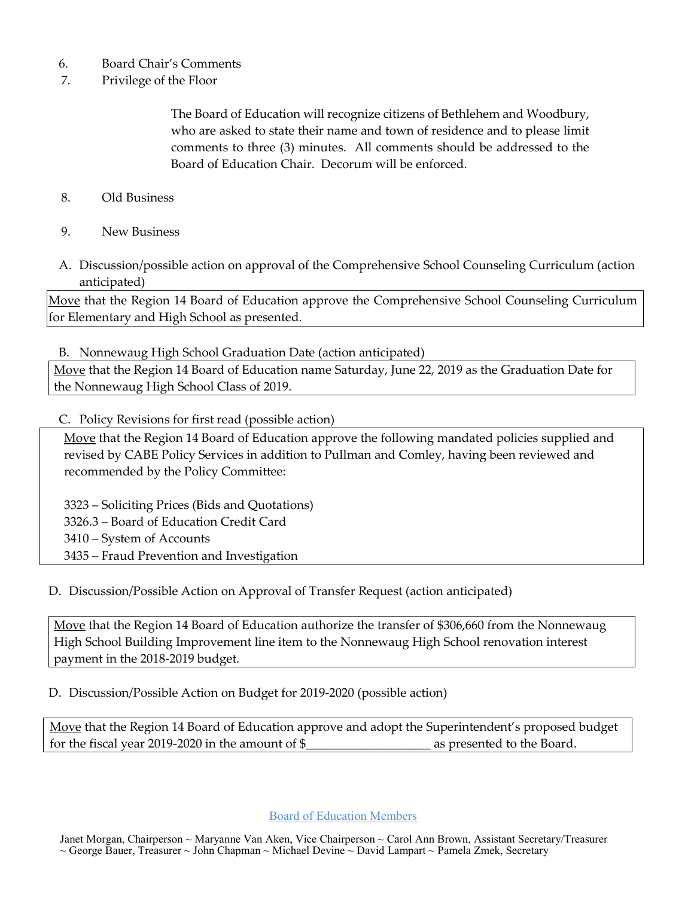6. Board Chair's Comments
7. Privilege of the Floor

   The Board of Education will recognize citizens of Bethlehem and Woodbury, who are asked to state their name and town of residence and to please limit comments to three (3) minutes. All comments should be addressed to the Board of Education Chair. Decorum will be enforced.

8. Old Business

9. New Business

A. Discussion/possible action on approval of the Comprehensive School Counseling Curriculum (action anticipated)

Move that the Region 14 Board of Education approve the Comprehensive School Counseling Curriculum for Elementary and High School as presented.

B. Nonnewaug High School Graduation Date (action anticipated)

Move that the Region 14 Board of Education name Saturday, June 22, 2019 as the Graduation Date for the Nonnewaug High School Class of 2019.

C. Policy Revisions for first read (possible action)

Move that the Region 14 Board of Education approve the following mandated policies supplied and revised by CABE Policy Services in addition to Pullman and Comley, having been reviewed and recommended by the Policy Committee:

3323 – Soliciting Prices (Bids and Quotations)
3326.3 – Board of Education Credit Card
3410 – System of Accounts
3435 – Fraud Prevention and Investigation

D. Discussion/Possible Action on Approval of Transfer Request (action anticipated)

Move that the Region 14 Board of Education authorize the transfer of $306,660 from the Nonnewaug High School Building Improvement line item to the Nonnewaug High School renovation interest payment in the 2018-2019 budget.

D. Discussion/Possible Action on Budget for 2019-2020 (possible action)

Move that the Region 14 Board of Education approve and adopt the Superintendent's proposed budget for the fiscal year 2019-2020 in the amount of $___________________ as presented to the Board.

Board of Education Members

Janet Morgan, Chairperson ~ Maryanne Van Aken, Vice Chairperson ~ Carol Ann Brown, Assistant Secretary/Treasurer ~ George Bauer, Treasurer ~ John Chapman ~ Michael Devine ~ David Lampart ~ Pamela Zmek, Secretary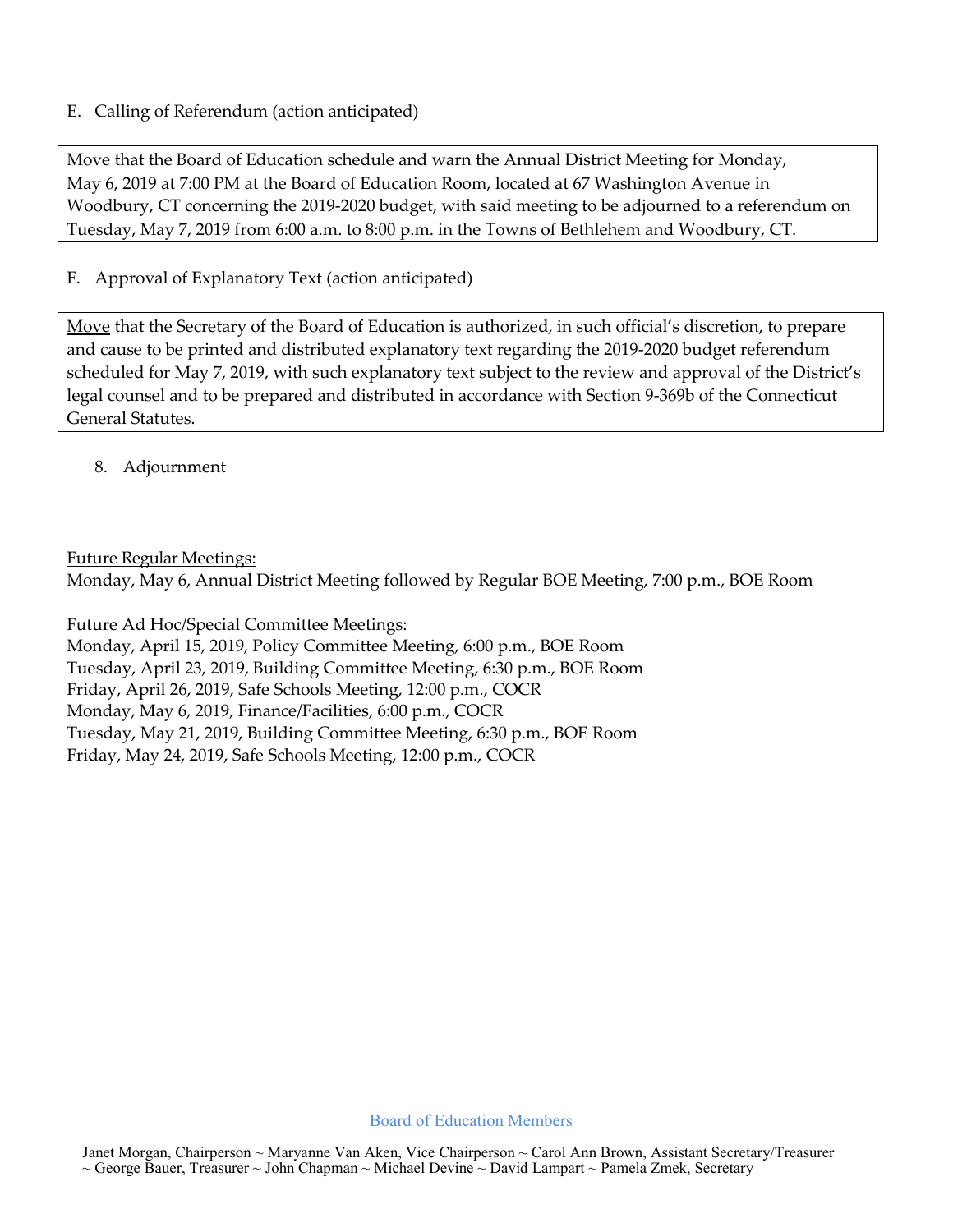E. Calling of Referendum (action anticipated)

<u>Move</u> that the Board of Education schedule and warn the Annual District Meeting for Monday, May 6, 2019 at 7:00 PM at the Board of Education Room, located at 67 Washington Avenue in Woodbury, CT concerning the 2019-2020 budget, with said meeting to be adjourned to a referendum on Tuesday, May 7, 2019 from 6:00 a.m. to 8:00 p.m. in the Towns of Bethlehem and Woodbury, CT.

F. Approval of Explanatory Text (action anticipated)

<u>Move</u> that the Secretary of the Board of Education is authorized, in such official's discretion, to prepare and cause to be printed and distributed explanatory text regarding the 2019-2020 budget referendum scheduled for May 7, 2019, with such explanatory text subject to the review and approval of the District's legal counsel and to be prepared and distributed in accordance with Section 9-369b of the Connecticut General Statutes.

8. Adjournment

<u>Future Regular Meetings:</u>
Monday, May 6, Annual District Meeting followed by Regular BOE Meeting, 7:00 p.m., BOE Room

<u>Future Ad Hoc/Special Committee Meetings:</u>
Monday, April 15, 2019, Policy Committee Meeting, 6:00 p.m., BOE Room
Tuesday, April 23, 2019, Building Committee Meeting, 6:30 p.m., BOE Room
Friday, April 26, 2019, Safe Schools Meeting, 12:00 p.m., COCR
Monday, May 6, 2019, Finance/Facilities, 6:00 p.m., COCR
Tuesday, May 21, 2019, Building Committee Meeting, 6:30 p.m., BOE Room
Friday, May 24, 2019, Safe Schools Meeting, 12:00 p.m., COCR

Board of Education Members

Janet Morgan, Chairperson ~ Maryanne Van Aken, Vice Chairperson ~ Carol Ann Brown, Assistant Secretary/Treasurer ~ George Bauer, Treasurer ~ John Chapman ~ Michael Devine ~ David Lampart ~ Pamela Zmek, Secretary